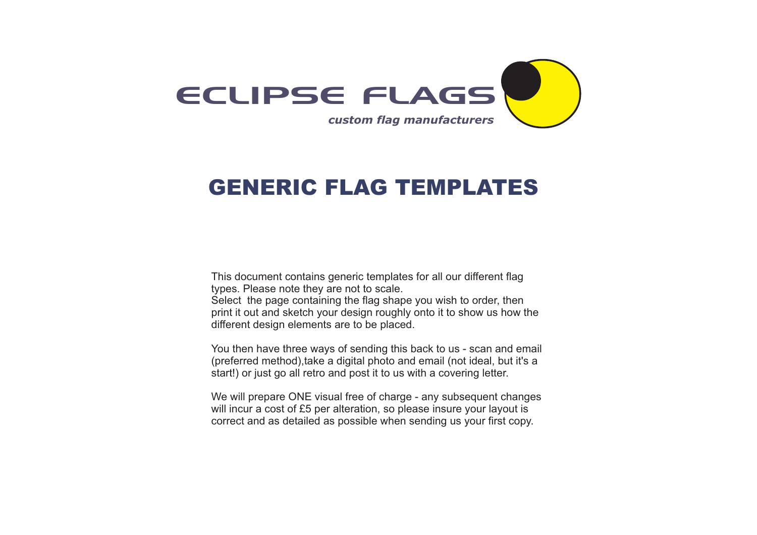ECLIPSE FLAGS

*custom flag manufacturers*

# GENERIC FLAG TEMPLATES

This document contains generic templates for all our different flag types. Please note they are not to scale.
Select the page containing the flag shape you wish to order, then print it out and sketch your design roughly onto it to show us how the different design elements are to be placed.

You then have three ways of sending this back to us - scan and email (preferred method),take a digital photo and email (not ideal, but it's a start!) or just go all retro and post it to us with a covering letter.

We will prepare ONE visual free of charge - any subsequent changes will incur a cost of £5 per alteration, so please insure your layout is correct and as detailed as possible when sending us your first copy.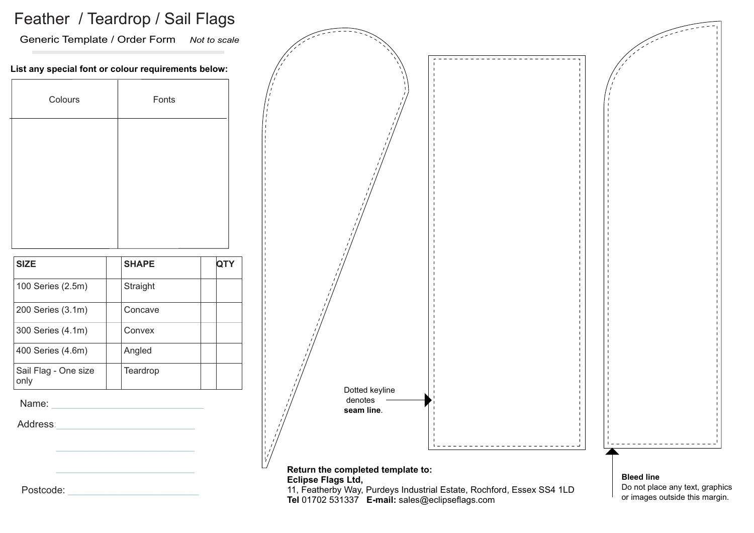# Feather / Teardrop / Sail Flags

Generic Template / Order Form *Not to scale*

**List any special font or colour requirements below:**

| Colours | Fonts |
| --- | --- |
| | |

| SIZE | | SHAPE | | QTY |
| --- | --- | --- | --- | --- |
| 100 Series (2.5m) | | Straight | | |
| 200 Series (3.1m) | | Concave | | |
| 300 Series (4.1m) | | Convex | | |
| 400 Series (4.6m) | | Angled | | |
| Sail Flag - One size only | | Teardrop | | |

Name: ____________________________

Address: ____________________________

____________________________

____________________________

Postcode: ____________________________

Dotted keyline denotes **seam line**.

**Bleed line**
Do not place any text, graphics or images outside this margin.

**Return the completed template to:**
**Eclipse Flags Ltd,**
11, Featherby Way, Purdeys Industrial Estate, Rochford, Essex SS4 1LD
**Tel** 01702 531337 **E-mail:** sales@eclipseflags.com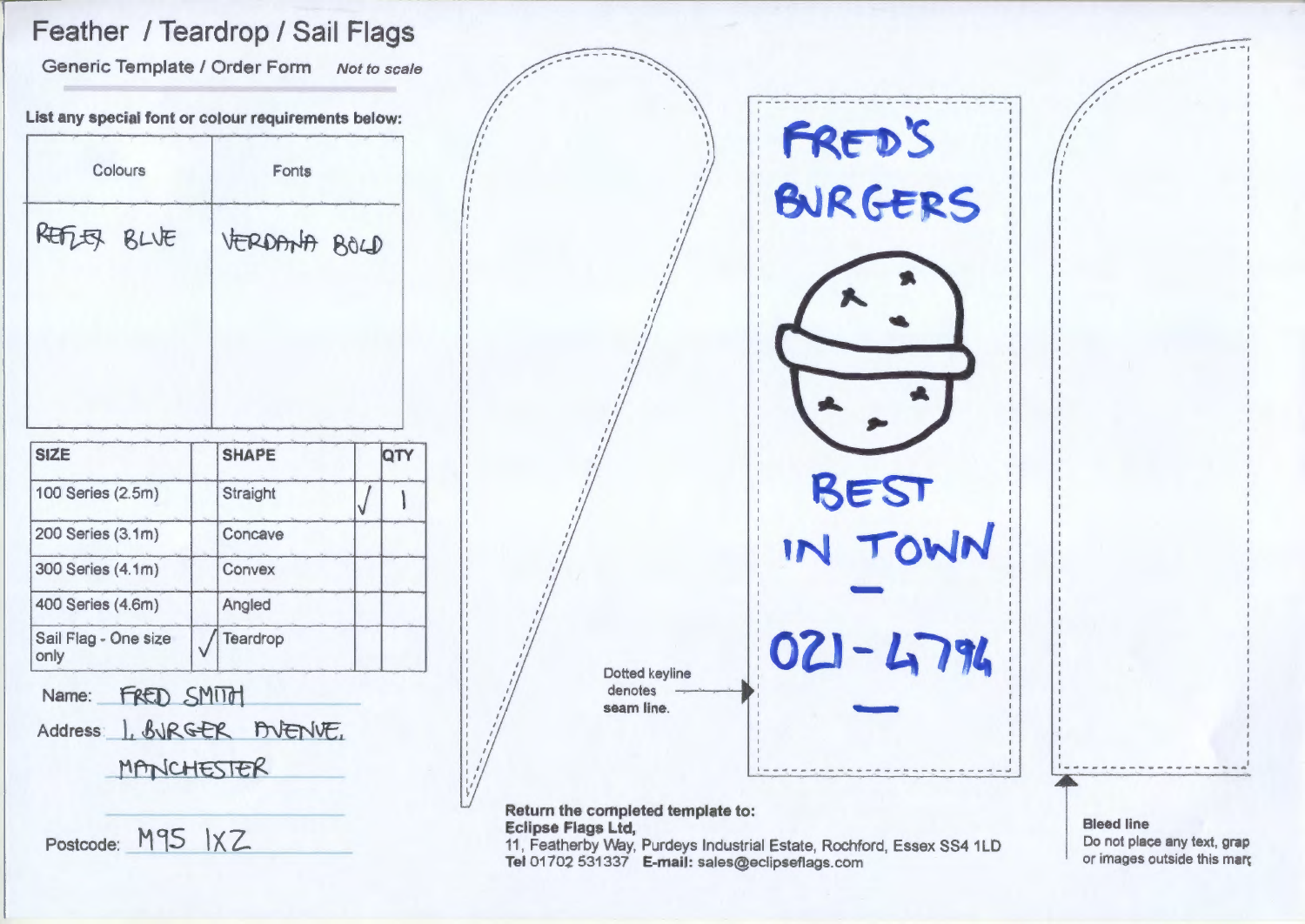# Feather / Teardrop / Sail Flags

## Generic Template / Order Form

*Not to scale*

**List any special font or colour requirements below:**

| Colours | Fonts |
|---|---|
| REFLEX BLUE | VERDANA BOLD |

| SIZE | | SHAPE | | QTY |
|---|---|---|---|---|
| 100 Series (2.5m) | | Straight | √ | 1 |
| 200 Series (3.1m) | | Concave | | |
| 300 Series (4.1m) | | Convex | | |
| 400 Series (4.6m) | | Angled | | |
| Sail Flag - One size only | √ | Teardrop | | |

Name: FRED SMITH

Address: 1, BURGER AVENUE, MANCHESTER

Postcode: M95 1XZ

FRED'S BURGERS

BEST IN TOWN

021-4794

Dotted keyline denotes **seam line.**

**Bleed line**
Do not place any text, grap or images outside this marg

**Return the completed template to:**
**Eclipse Flags Ltd,**
11, Featherby Way, Purdeys Industrial Estate, Rochford, Essex SS4 1LD
**Tel** 01702 531337 **E-mail:** sales@eclipseflags.com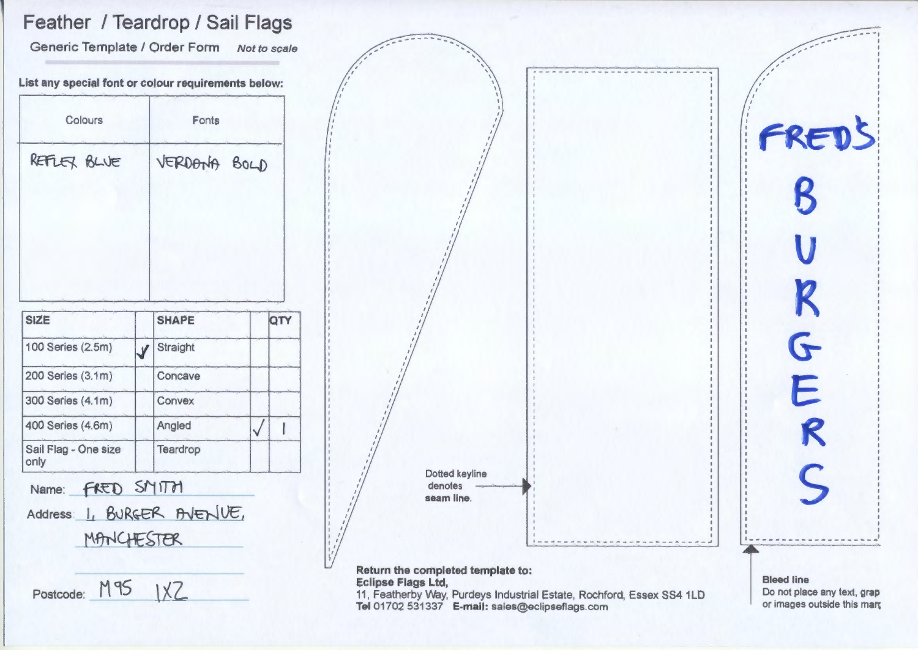# Feather / Teardrop / Sail Flags

## Generic Template / Order Form

*Not to scale*

**List any special font or colour requirements below:**

| Colours | Fonts |
|---|---|
| REFLEX BLUE | VERDANA BOLD |

| SIZE | | SHAPE | | QTY |
|---|---|---|---|---|
| 100 Series (2.5m) | ✓ | Straight | | |
| 200 Series (3.1m) | | Concave | | |
| 300 Series (4.1m) | | Convex | | |
| 400 Series (4.6m) | | Angled | ✓ | 1 |
| Sail Flag - One size only | | Teardrop | | |

Name: FRED SMITH

Address: 1, BURGER AVENUE, MANCHESTER

Postcode: M95 1XZ

FRED'S
B
U
R
G
E
R
S

Dotted keyline denotes seam line.

Bleed line
Do not place any text, grap or images outside this marg

**Return the completed template to:**
**Eclipse Flags Ltd,**
11, Featherby Way, Purdeys Industrial Estate, Rochford, Essex SS4 1LD
**Tel** 01702 531337 **E-mail:** sales@eclipseflags.com